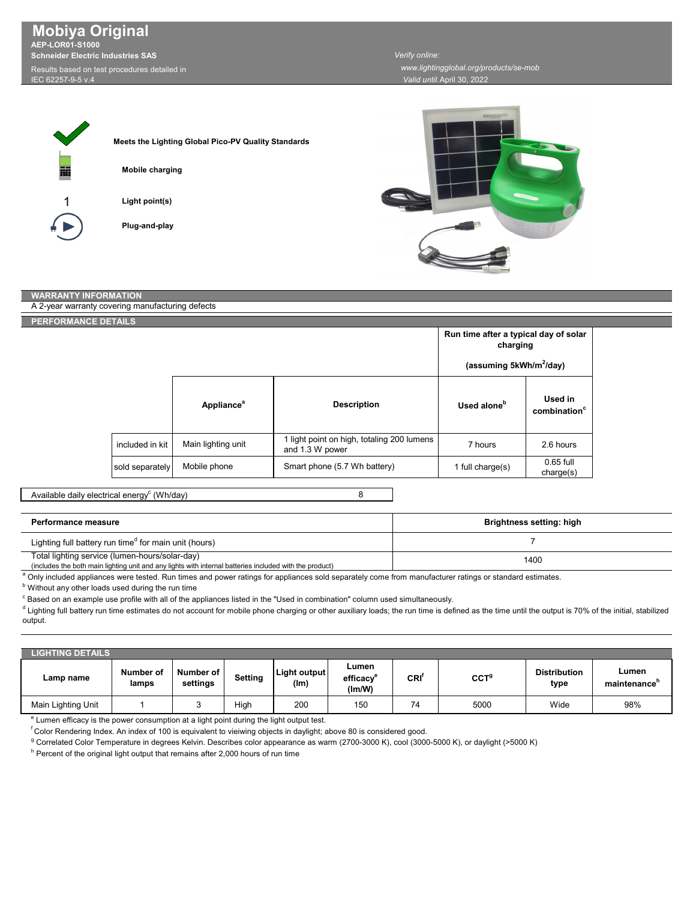# Mobiya Original

**AEP-LOR01-S1000**
**Schneider Electric Industries SAS**

Results based on test procedures detailed in IEC 62257-9-5 v.4

*Verify online:*
*www.lightingglobal.org/products/se-mob*
*Valid until* April 30, 2022

**Meets the Lighting Global Pico-PV Quality Standards**

**Mobile charging**

1 **Light point(s)**

**Plug-and-play**

## WARRANTY INFORMATION

A 2-year warranty covering manufacturing defects

## PERFORMANCE DETAILS

| | Appliance[a] | Description | Run time after a typical day of solar charging (assuming 5kWh/m²/day) — Used alone[b] | Used in combination[c] |
|---|---|---|---|---|
| included in kit | Main lighting unit | 1 light point on high, totaling 200 lumens and 1.3 W power | 7 hours | 2.6 hours |
| sold separately | Mobile phone | Smart phone (5.7 Wh battery) | 1 full charge(s) | 0.65 full charge(s) |

| Available daily electrical energy[c] (Wh/day) | 8 |
|---|---|

| Performance measure | Brightness setting: high |
|---|---|
| Lighting full battery run time[d] for main unit (hours) | 7 |
| Total lighting service (lumen-hours/solar-day) (includes the both main lighting unit and any lights with internal batteries included with the product) | 1400 |

[a] Only included appliances were tested. Run times and power ratings for appliances sold separately come from manufacturer ratings or standard estimates.

[b] Without any other loads used during the run time

[c] Based on an example use profile with all of the appliances listed in the "Used in combination" column used simultaneously.

[d] Lighting full battery run time estimates do not account for mobile phone charging or other auxiliary loads; the run time is defined as the time until the output is 70% of the initial, stabilized output.

## LIGHTING DETAILS

| Lamp name | Number of lamps | Number of settings | Setting | Light output (lm) | Lumen efficacy[e] (lm/W) | CRI[f] | CCT[g] | Distribution type | Lumen maintenance[h] |
|---|---|---|---|---|---|---|---|---|---|
| Main Lighting Unit | 1 | 3 | High | 200 | 150 | 74 | 5000 | Wide | 98% |

[e] Lumen efficacy is the power consumption at a light point during the light output test.

[f] Color Rendering Index. An index of 100 is equivalent to vieiwing objects in daylight; above 80 is considered good.

[g] Correlated Color Temperature in degrees Kelvin. Describes color appearance as warm (2700-3000 K), cool (3000-5000 K), or daylight (>5000 K)

[h] Percent of the original light output that remains after 2,000 hours of run time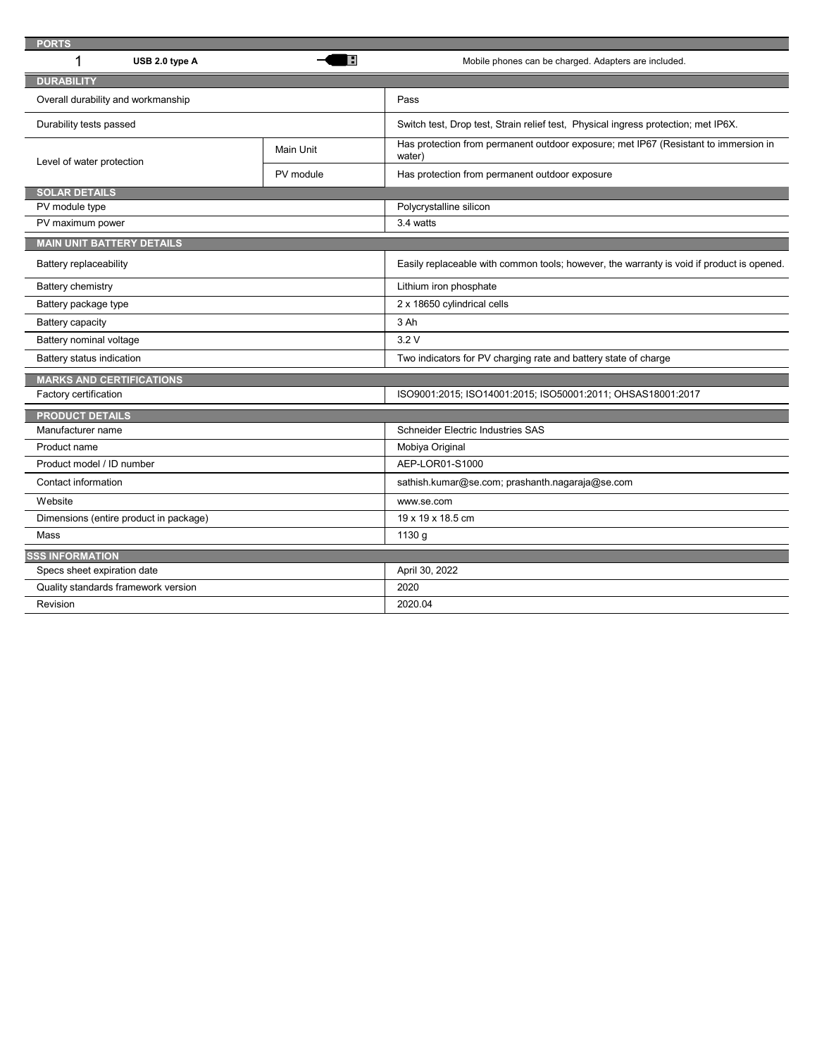| PORTS | | | |
| --- | --- | --- | --- |
| 1 | **USB 2.0 type A** | | Mobile phones can be charged. Adapters are included. |

| DURABILITY | | |
| --- | --- | --- |
| Overall durability and workmanship | | Pass |
| Durability tests passed | | Switch test, Drop test, Strain relief test, Physical ingress protection; met IP6X. |
| Level of water protection | Main Unit | Has protection from permanent outdoor exposure; met IP67 (Resistant to immersion in water) |
| | PV module | Has protection from permanent outdoor exposure |

| SOLAR DETAILS | |
| --- | --- |
| PV module type | Polycrystalline silicon |
| PV maximum power | 3.4 watts |

| MAIN UNIT BATTERY DETAILS | |
| --- | --- |
| Battery replaceability | Easily replaceable with common tools; however, the warranty is void if product is opened. |
| Battery chemistry | Lithium iron phosphate |
| Battery package type | 2 x 18650 cylindrical cells |
| Battery capacity | 3 Ah |
| Battery nominal voltage | 3.2 V |
| Battery status indication | Two indicators for PV charging rate and battery state of charge |

| MARKS AND CERTIFICATIONS | |
| --- | --- |
| Factory certification | ISO9001:2015; ISO14001:2015; ISO50001:2011; OHSAS18001:2017 |

| PRODUCT DETAILS | |
| --- | --- |
| Manufacturer name | Schneider Electric Industries SAS |
| Product name | Mobiya Original |
| Product model / ID number | AEP-LOR01-S1000 |
| Contact information | sathish.kumar@se.com; prashanth.nagaraja@se.com |
| Website | www.se.com |
| Dimensions (entire product in package) | 19 x 19 x 18.5 cm |
| Mass | 1130 g |

| SSS INFORMATION | |
| --- | --- |
| Specs sheet expiration date | April 30, 2022 |
| Quality standards framework version | 2020 |
| Revision | 2020.04 |